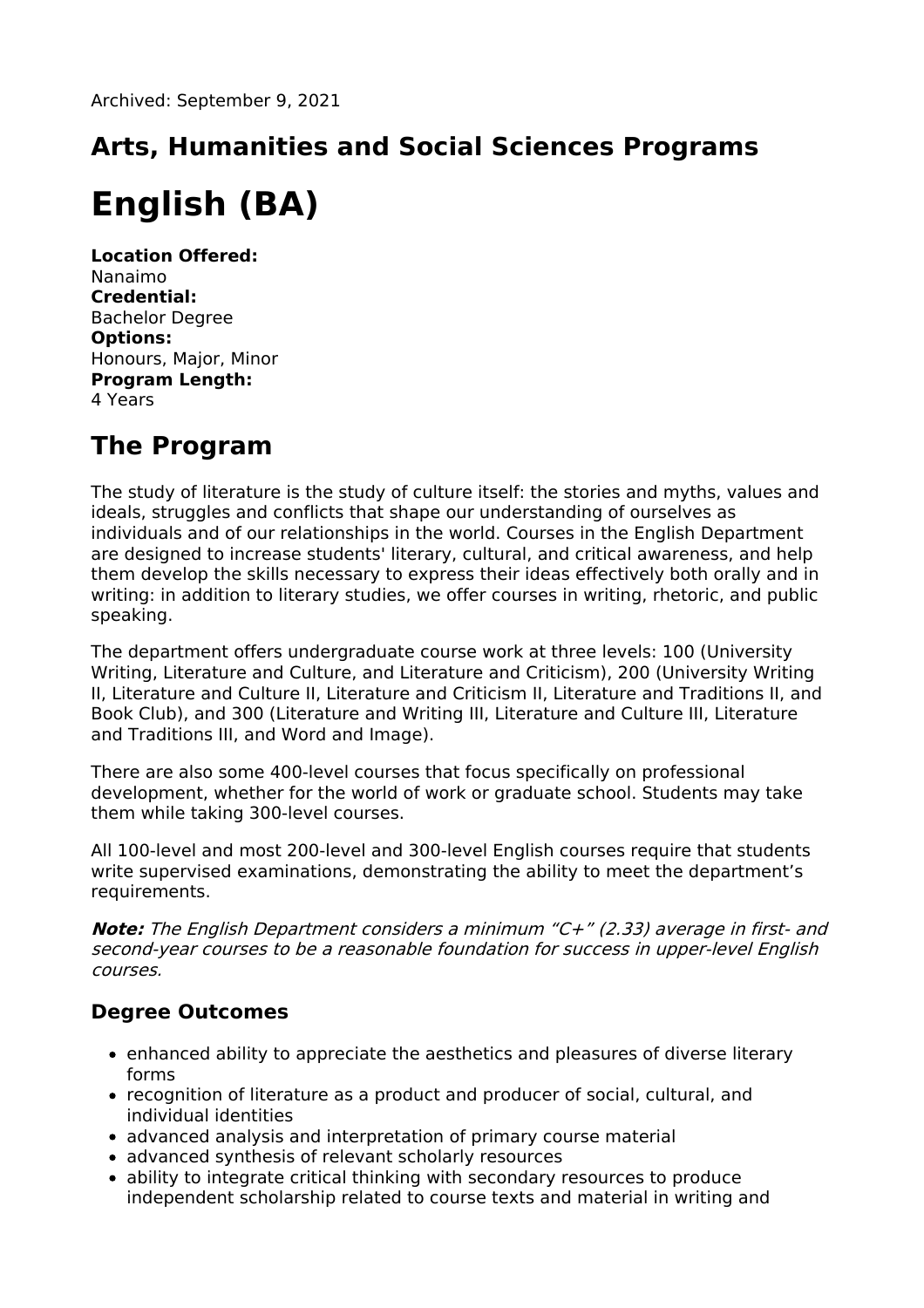Archived: September 9, 2021

## Arts, Humanities and Social Sciences Programs

# English (BA)

**Location Offered:**
Nanaimo
**Credential:**
Bachelor Degree
**Options:**
Honours, Major, Minor
**Program Length:**
4 Years

## The Program

The study of literature is the study of culture itself: the stories and myths, values and ideals, struggles and conflicts that shape our understanding of ourselves as individuals and of our relationships in the world. Courses in the English Department are designed to increase students' literary, cultural, and critical awareness, and help them develop the skills necessary to express their ideas effectively both orally and in writing: in addition to literary studies, we offer courses in writing, rhetoric, and public speaking.

The department offers undergraduate course work at three levels: 100 (University Writing, Literature and Culture, and Literature and Criticism), 200 (University Writing II, Literature and Culture II, Literature and Criticism II, Literature and Traditions II, and Book Club), and 300 (Literature and Writing III, Literature and Culture III, Literature and Traditions III, and Word and Image).

There are also some 400-level courses that focus specifically on professional development, whether for the world of work or graduate school. Students may take them while taking 300-level courses.

All 100-level and most 200-level and 300-level English courses require that students write supervised examinations, demonstrating the ability to meet the department's requirements.

***Note:*** *The English Department considers a minimum "C+" (2.33) average in first- and second-year courses to be a reasonable foundation for success in upper-level English courses.*

### Degree Outcomes

- enhanced ability to appreciate the aesthetics and pleasures of diverse literary forms
- recognition of literature as a product and producer of social, cultural, and individual identities
- advanced analysis and interpretation of primary course material
- advanced synthesis of relevant scholarly resources
- ability to integrate critical thinking with secondary resources to produce independent scholarship related to course texts and material in writing and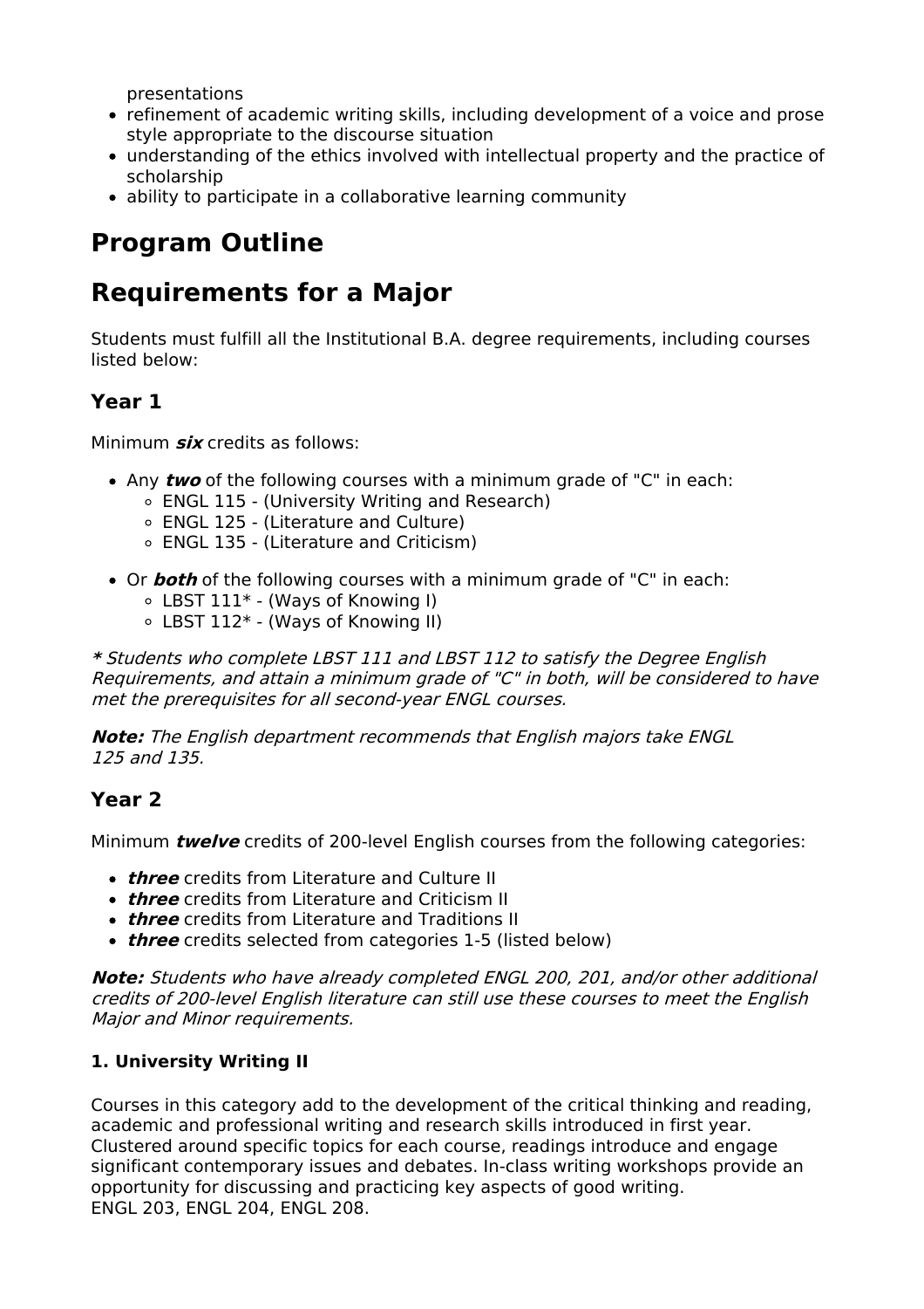presentations

- refinement of academic writing skills, including development of a voice and prose style appropriate to the discourse situation
- understanding of the ethics involved with intellectual property and the practice of scholarship
- ability to participate in a collaborative learning community

# Program Outline

# Requirements for a Major

Students must fulfill all the Institutional B.A. degree requirements, including courses listed below:

## Year 1

Minimum ***six*** credits as follows:

- Any ***two*** of the following courses with a minimum grade of "C" in each:
  - ENGL 115 - (University Writing and Research)
  - ENGL 125 - (Literature and Culture)
  - ENGL 135 - (Literature and Criticism)

- Or ***both*** of the following courses with a minimum grade of "C" in each:
  - LBST 111* - (Ways of Knowing I)
  - LBST 112* - (Ways of Knowing II)

***** *Students who complete LBST 111 and LBST 112 to satisfy the Degree English Requirements, and attain a minimum grade of "C" in both, will be considered to have met the prerequisites for all second-year ENGL courses.*

***Note:*** *The English department recommends that English majors take ENGL 125 and 135.*

## Year 2

Minimum ***twelve*** credits of 200-level English courses from the following categories:

- ***three*** credits from Literature and Culture II
- ***three*** credits from Literature and Criticism II
- ***three*** credits from Literature and Traditions II
- ***three*** credits selected from categories 1-5 (listed below)

***Note:*** *Students who have already completed ENGL 200, 201, and/or other additional credits of 200-level English literature can still use these courses to meet the English Major and Minor requirements.*

#### 1. University Writing II

Courses in this category add to the development of the critical thinking and reading, academic and professional writing and research skills introduced in first year. Clustered around specific topics for each course, readings introduce and engage significant contemporary issues and debates. In-class writing workshops provide an opportunity for discussing and practicing key aspects of good writing.
ENGL 203, ENGL 204, ENGL 208.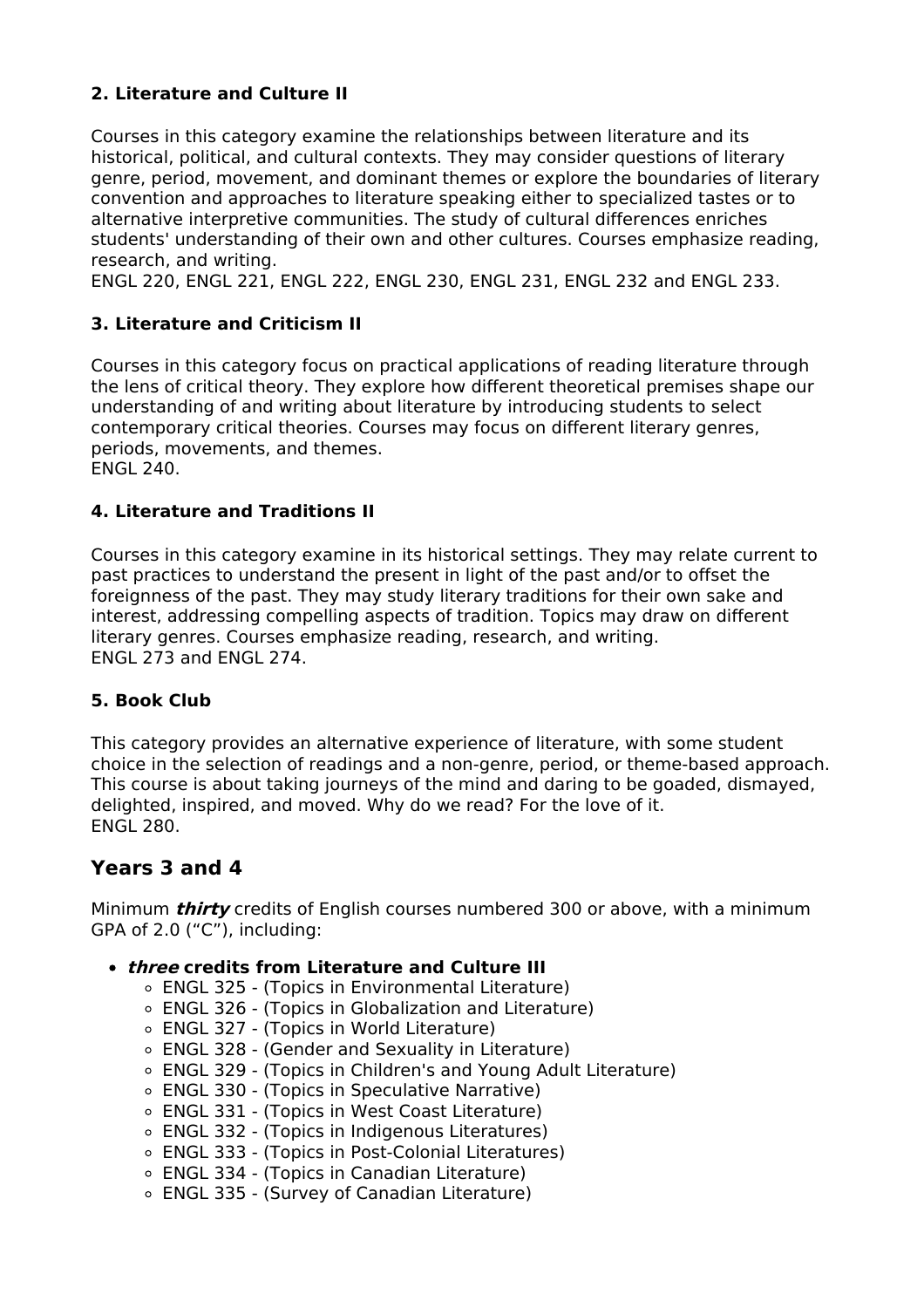### 2. Literature and Culture II

Courses in this category examine the relationships between literature and its historical, political, and cultural contexts. They may consider questions of literary genre, period, movement, and dominant themes or explore the boundaries of literary convention and approaches to literature speaking either to specialized tastes or to alternative interpretive communities. The study of cultural differences enriches students' understanding of their own and other cultures. Courses emphasize reading, research, and writing.
ENGL 220, ENGL 221, ENGL 222, ENGL 230, ENGL 231, ENGL 232 and ENGL 233.

### 3. Literature and Criticism II

Courses in this category focus on practical applications of reading literature through the lens of critical theory. They explore how different theoretical premises shape our understanding of and writing about literature by introducing students to select contemporary critical theories. Courses may focus on different literary genres, periods, movements, and themes.
ENGL 240.

### 4. Literature and Traditions II

Courses in this category examine in its historical settings. They may relate current to past practices to understand the present in light of the past and/or to offset the foreignness of the past. They may study literary traditions for their own sake and interest, addressing compelling aspects of tradition. Topics may draw on different literary genres. Courses emphasize reading, research, and writing.
ENGL 273 and ENGL 274.

### 5. Book Club

This category provides an alternative experience of literature, with some student choice in the selection of readings and a non-genre, period, or theme-based approach. This course is about taking journeys of the mind and daring to be goaded, dismayed, delighted, inspired, and moved. Why do we read? For the love of it.
ENGL 280.

## Years 3 and 4

Minimum ***thirty*** credits of English courses numbered 300 or above, with a minimum GPA of 2.0 ("C"), including:

- ***three*** **credits from Literature and Culture III**
    - ENGL 325 - (Topics in Environmental Literature)
    - ENGL 326 - (Topics in Globalization and Literature)
    - ENGL 327 - (Topics in World Literature)
    - ENGL 328 - (Gender and Sexuality in Literature)
    - ENGL 329 - (Topics in Children's and Young Adult Literature)
    - ENGL 330 - (Topics in Speculative Narrative)
    - ENGL 331 - (Topics in West Coast Literature)
    - ENGL 332 - (Topics in Indigenous Literatures)
    - ENGL 333 - (Topics in Post-Colonial Literatures)
    - ENGL 334 - (Topics in Canadian Literature)
    - ENGL 335 - (Survey of Canadian Literature)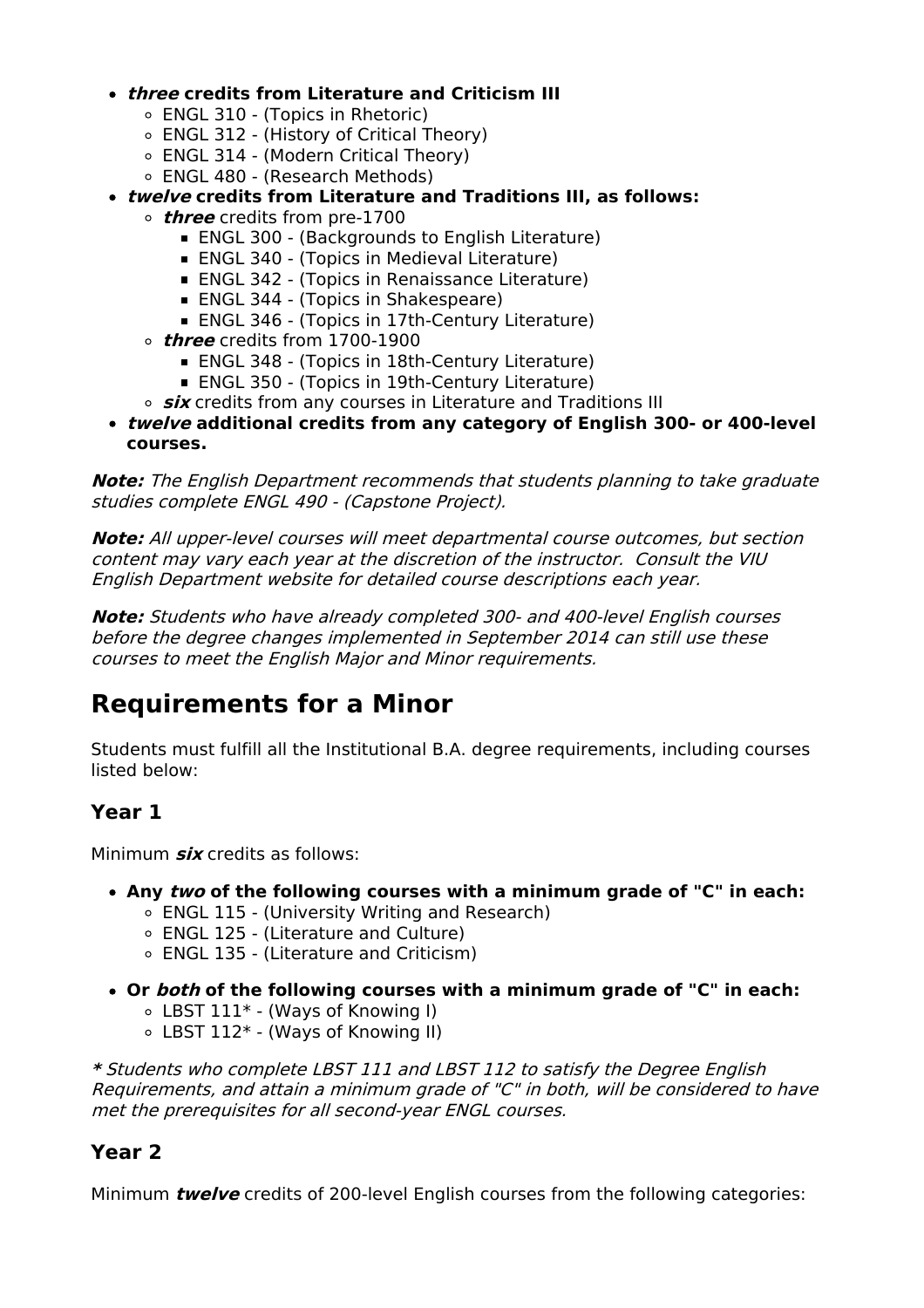- ***three*** **credits from Literature and Criticism III**
    - ENGL 310 - (Topics in Rhetoric)
    - ENGL 312 - (History of Critical Theory)
    - ENGL 314 - (Modern Critical Theory)
    - ENGL 480 - (Research Methods)
- ***twelve*** **credits from Literature and Traditions III, as follows:**
    - ***three*** credits from pre-1700
        - ENGL 300 - (Backgrounds to English Literature)
        - ENGL 340 - (Topics in Medieval Literature)
        - ENGL 342 - (Topics in Renaissance Literature)
        - ENGL 344 - (Topics in Shakespeare)
        - ENGL 346 - (Topics in 17th-Century Literature)
    - ***three*** credits from 1700-1900
        - ENGL 348 - (Topics in 18th-Century Literature)
        - ENGL 350 - (Topics in 19th-Century Literature)
    - ***six*** credits from any courses in Literature and Traditions III
- ***twelve*** **additional credits from any category of English 300- or 400-level courses.**

***Note:*** *The English Department recommends that students planning to take graduate studies complete ENGL 490 - (Capstone Project).*

***Note:*** *All upper-level courses will meet departmental course outcomes, but section content may vary each year at the discretion of the instructor. Consult the VIU English Department website for detailed course descriptions each year.*

***Note:*** *Students who have already completed 300- and 400-level English courses before the degree changes implemented in September 2014 can still use these courses to meet the English Major and Minor requirements.*

# Requirements for a Minor

Students must fulfill all the Institutional B.A. degree requirements, including courses listed below:

## Year 1

Minimum ***six*** credits as follows:

- **Any** ***two*** **of the following courses with a minimum grade of "C" in each:**
    - ENGL 115 - (University Writing and Research)
    - ENGL 125 - (Literature and Culture)
    - ENGL 135 - (Literature and Criticism)

- **Or** ***both*** **of the following courses with a minimum grade of "C" in each:**
    - LBST 111* - (Ways of Knowing I)
    - LBST 112* - (Ways of Knowing II)

***** *Students who complete LBST 111 and LBST 112 to satisfy the Degree English Requirements, and attain a minimum grade of "C" in both, will be considered to have met the prerequisites for all second-year ENGL courses.*

## Year 2

Minimum ***twelve*** credits of 200-level English courses from the following categories: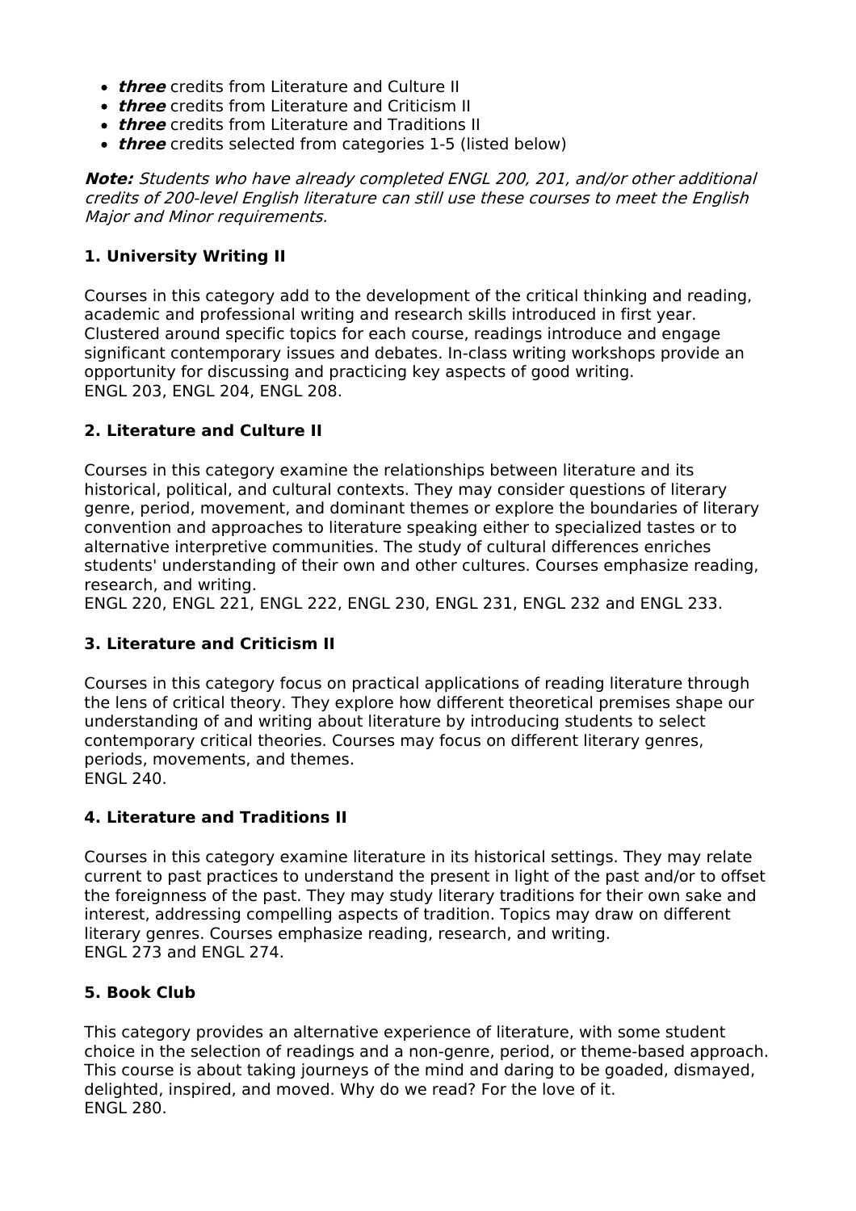- ***three*** credits from Literature and Culture II
- ***three*** credits from Literature and Criticism II
- ***three*** credits from Literature and Traditions II
- ***three*** credits selected from categories 1-5 (listed below)

***Note:*** *Students who have already completed ENGL 200, 201, and/or other additional credits of 200-level English literature can still use these courses to meet the English Major and Minor requirements.*

### 1. University Writing II

Courses in this category add to the development of the critical thinking and reading, academic and professional writing and research skills introduced in first year. Clustered around specific topics for each course, readings introduce and engage significant contemporary issues and debates. In-class writing workshops provide an opportunity for discussing and practicing key aspects of good writing.
ENGL 203, ENGL 204, ENGL 208.

### 2. Literature and Culture II

Courses in this category examine the relationships between literature and its historical, political, and cultural contexts. They may consider questions of literary genre, period, movement, and dominant themes or explore the boundaries of literary convention and approaches to literature speaking either to specialized tastes or to alternative interpretive communities. The study of cultural differences enriches students' understanding of their own and other cultures. Courses emphasize reading, research, and writing.
ENGL 220, ENGL 221, ENGL 222, ENGL 230, ENGL 231, ENGL 232 and ENGL 233.

### 3. Literature and Criticism II

Courses in this category focus on practical applications of reading literature through the lens of critical theory. They explore how different theoretical premises shape our understanding of and writing about literature by introducing students to select contemporary critical theories. Courses may focus on different literary genres, periods, movements, and themes.
ENGL 240.

### 4. Literature and Traditions II

Courses in this category examine literature in its historical settings. They may relate current to past practices to understand the present in light of the past and/or to offset the foreignness of the past. They may study literary traditions for their own sake and interest, addressing compelling aspects of tradition. Topics may draw on different literary genres. Courses emphasize reading, research, and writing.
ENGL 273 and ENGL 274.

### 5. Book Club

This category provides an alternative experience of literature, with some student choice in the selection of readings and a non-genre, period, or theme-based approach. This course is about taking journeys of the mind and daring to be goaded, dismayed, delighted, inspired, and moved. Why do we read? For the love of it.
ENGL 280.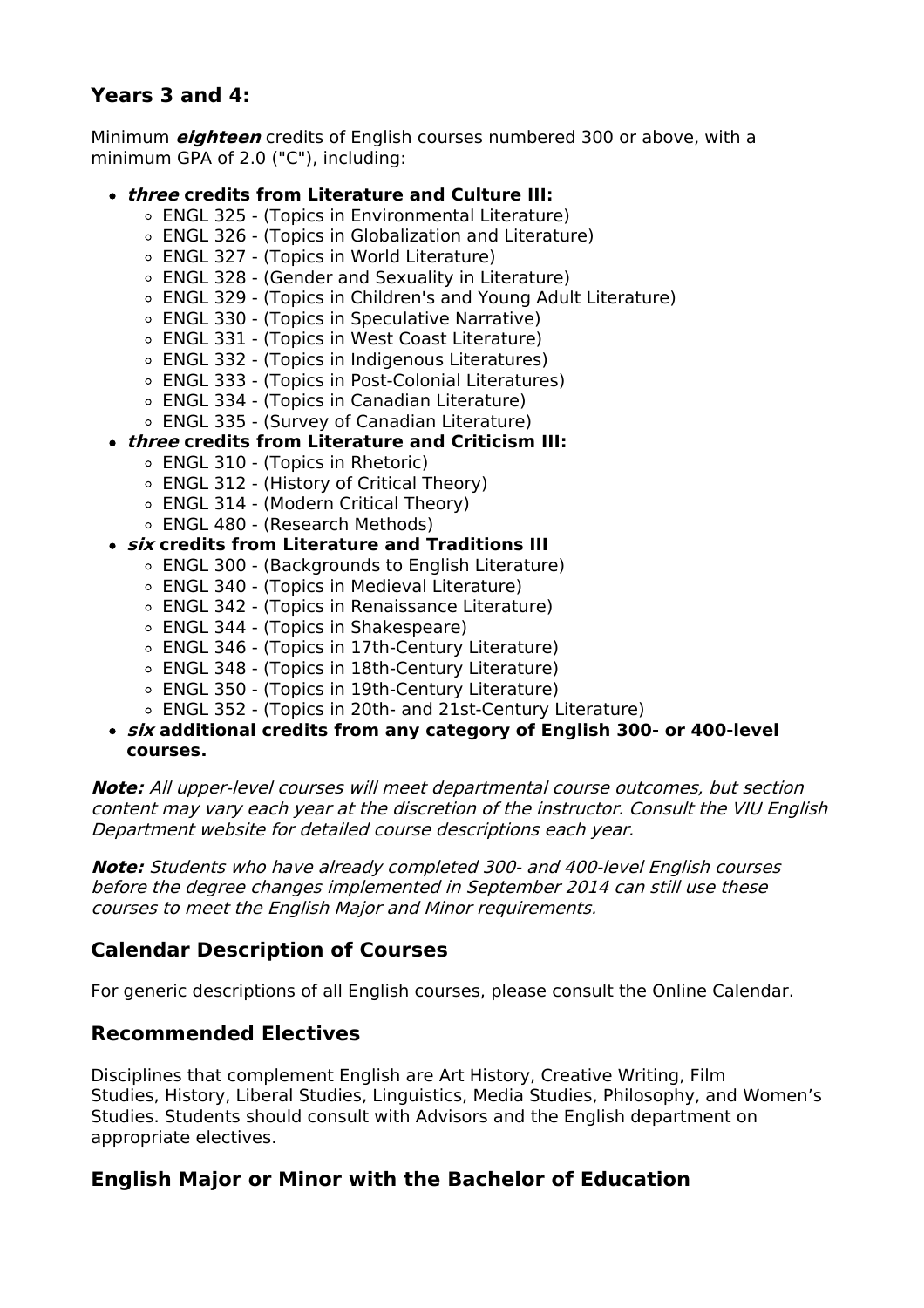### Years 3 and 4:

Minimum ***eighteen*** credits of English courses numbered 300 or above, with a minimum GPA of 2.0 ("C"), including:

- ***three* credits from Literature and Culture III:**
  - ENGL 325 - (Topics in Environmental Literature)
  - ENGL 326 - (Topics in Globalization and Literature)
  - ENGL 327 - (Topics in World Literature)
  - ENGL 328 - (Gender and Sexuality in Literature)
  - ENGL 329 - (Topics in Children's and Young Adult Literature)
  - ENGL 330 - (Topics in Speculative Narrative)
  - ENGL 331 - (Topics in West Coast Literature)
  - ENGL 332 - (Topics in Indigenous Literatures)
  - ENGL 333 - (Topics in Post-Colonial Literatures)
  - ENGL 334 - (Topics in Canadian Literature)
  - ENGL 335 - (Survey of Canadian Literature)
- ***three* credits from Literature and Criticism III:**
  - ENGL 310 - (Topics in Rhetoric)
  - ENGL 312 - (History of Critical Theory)
  - ENGL 314 - (Modern Critical Theory)
  - ENGL 480 - (Research Methods)
- ***six* credits from Literature and Traditions III**
  - ENGL 300 - (Backgrounds to English Literature)
  - ENGL 340 - (Topics in Medieval Literature)
  - ENGL 342 - (Topics in Renaissance Literature)
  - ENGL 344 - (Topics in Shakespeare)
  - ENGL 346 - (Topics in 17th-Century Literature)
  - ENGL 348 - (Topics in 18th-Century Literature)
  - ENGL 350 - (Topics in 19th-Century Literature)
  - ENGL 352 - (Topics in 20th- and 21st-Century Literature)
- ***six* additional credits from any category of English 300- or 400-level courses.**

***Note:*** *All upper-level courses will meet departmental course outcomes, but section content may vary each year at the discretion of the instructor. Consult the VIU English Department website for detailed course descriptions each year.*

***Note:*** *Students who have already completed 300- and 400-level English courses before the degree changes implemented in September 2014 can still use these courses to meet the English Major and Minor requirements.*

## Calendar Description of Courses

For generic descriptions of all English courses, please consult the Online Calendar.

## Recommended Electives

Disciplines that complement English are Art History, Creative Writing, Film Studies, History, Liberal Studies, Linguistics, Media Studies, Philosophy, and Women's Studies. Students should consult with Advisors and the English department on appropriate electives.

## English Major or Minor with the Bachelor of Education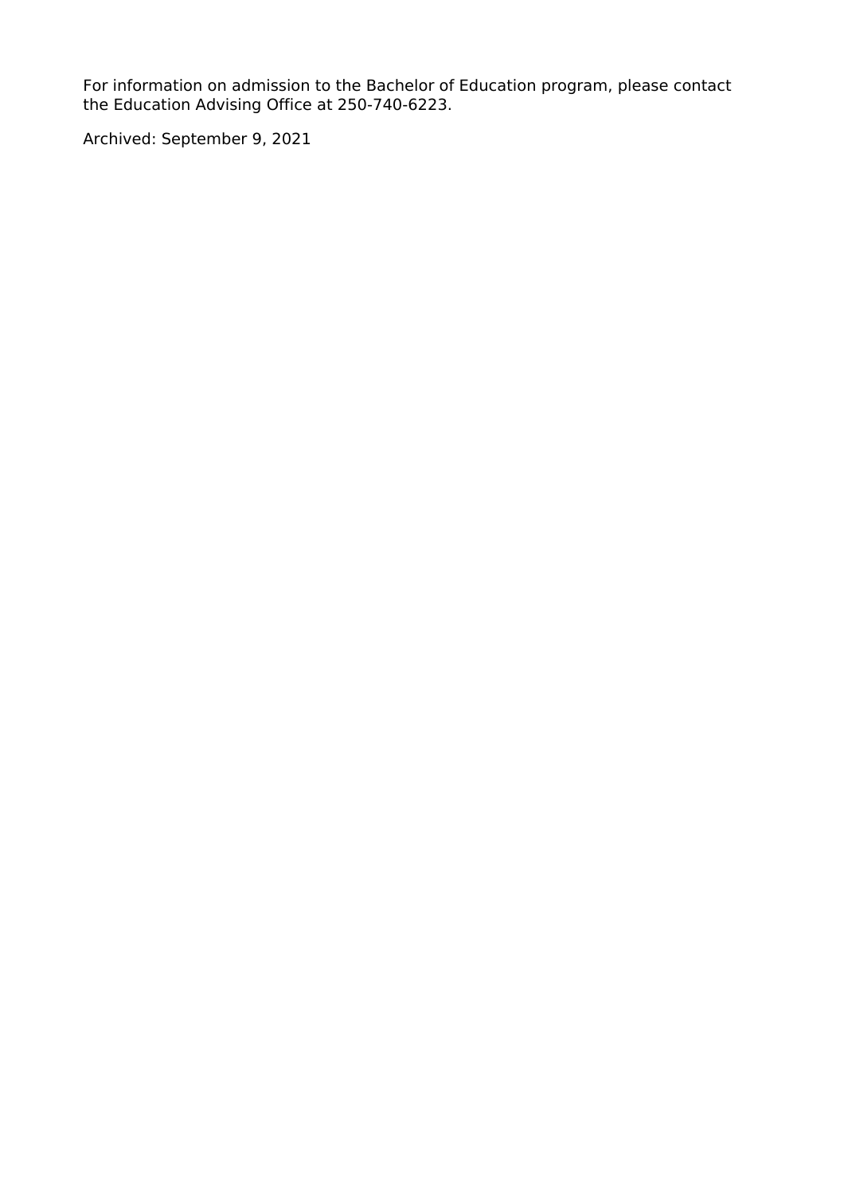For information on admission to the Bachelor of Education program, please contact the Education Advising Office at 250-740-6223.

Archived: September 9, 2021